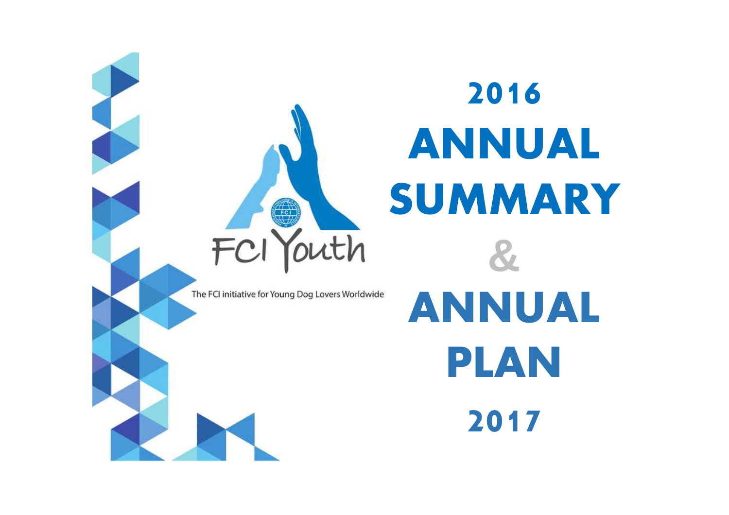FCI Youth

The FCI initiative for Young Dog Lovers Worldwide

# 2016 ANNUAL SUMMARY & ANNUAL PLAN 2017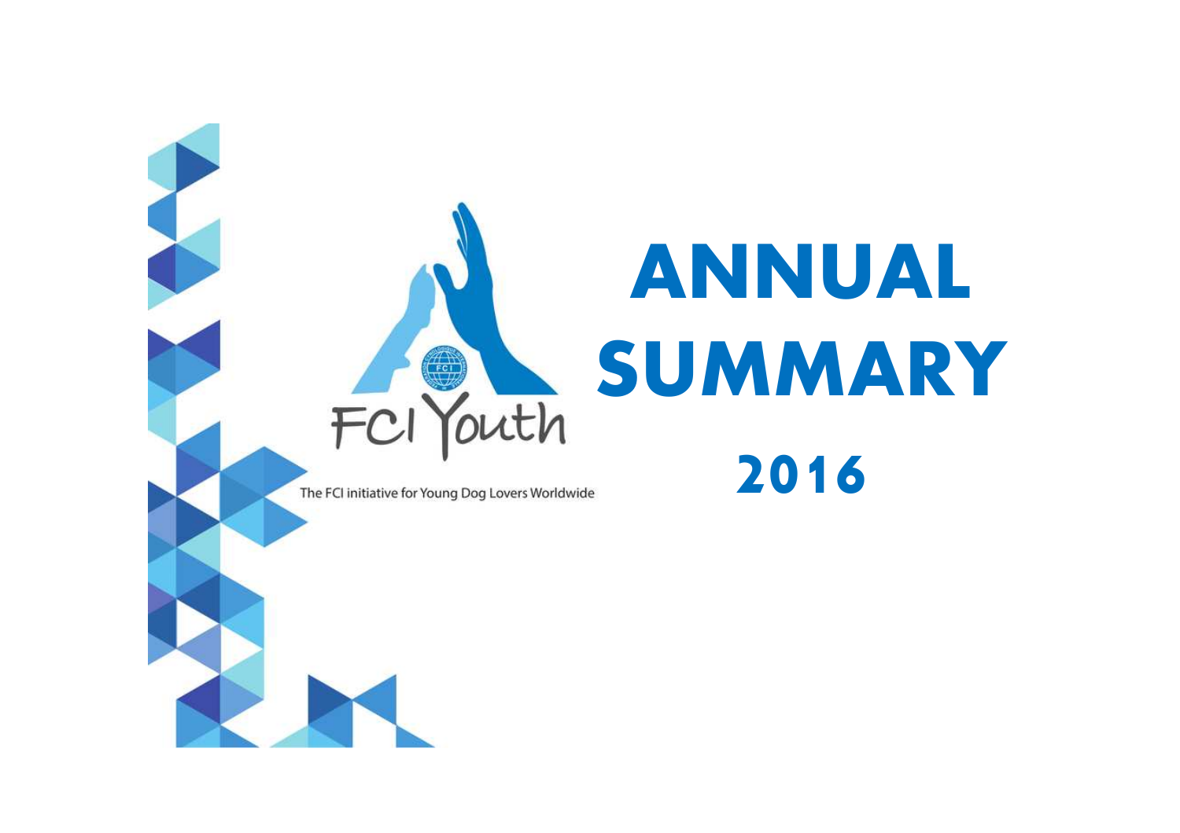FCI Youth

The FCI initiative for Young Dog Lovers Worldwide

# ANNUAL SUMMARY

## 2016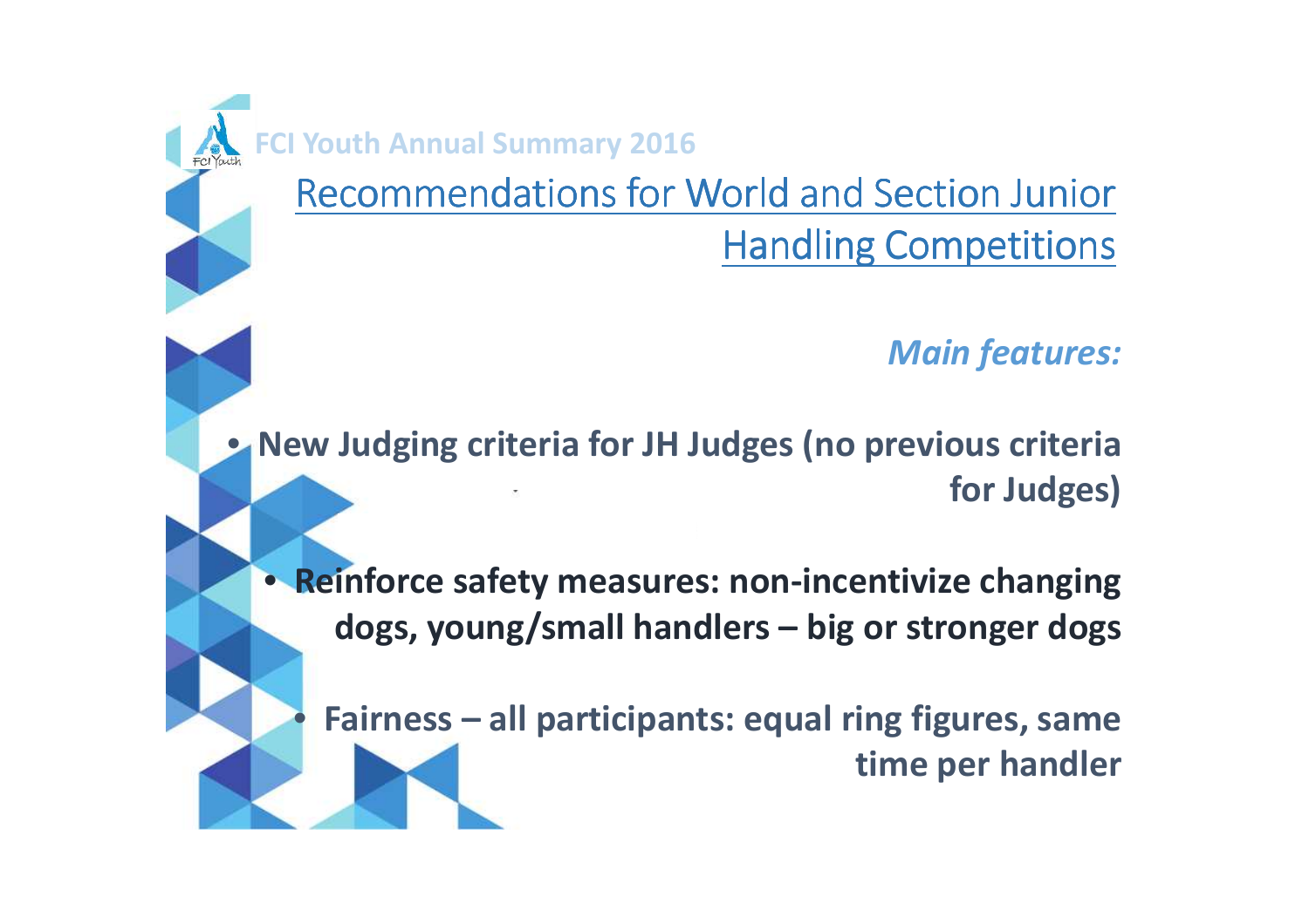FCI Youth Annual Summary 2016

# Recommendations for World and Section Junior Handling Competitions

***Main features:***

- **New Judging criteria for JH Judges (no previous criteria for Judges)**
- **Reinforce safety measures: non-incentivize changing dogs, young/small handlers – big or stronger dogs**
- **Fairness – all participants: equal ring figures, same time per handler**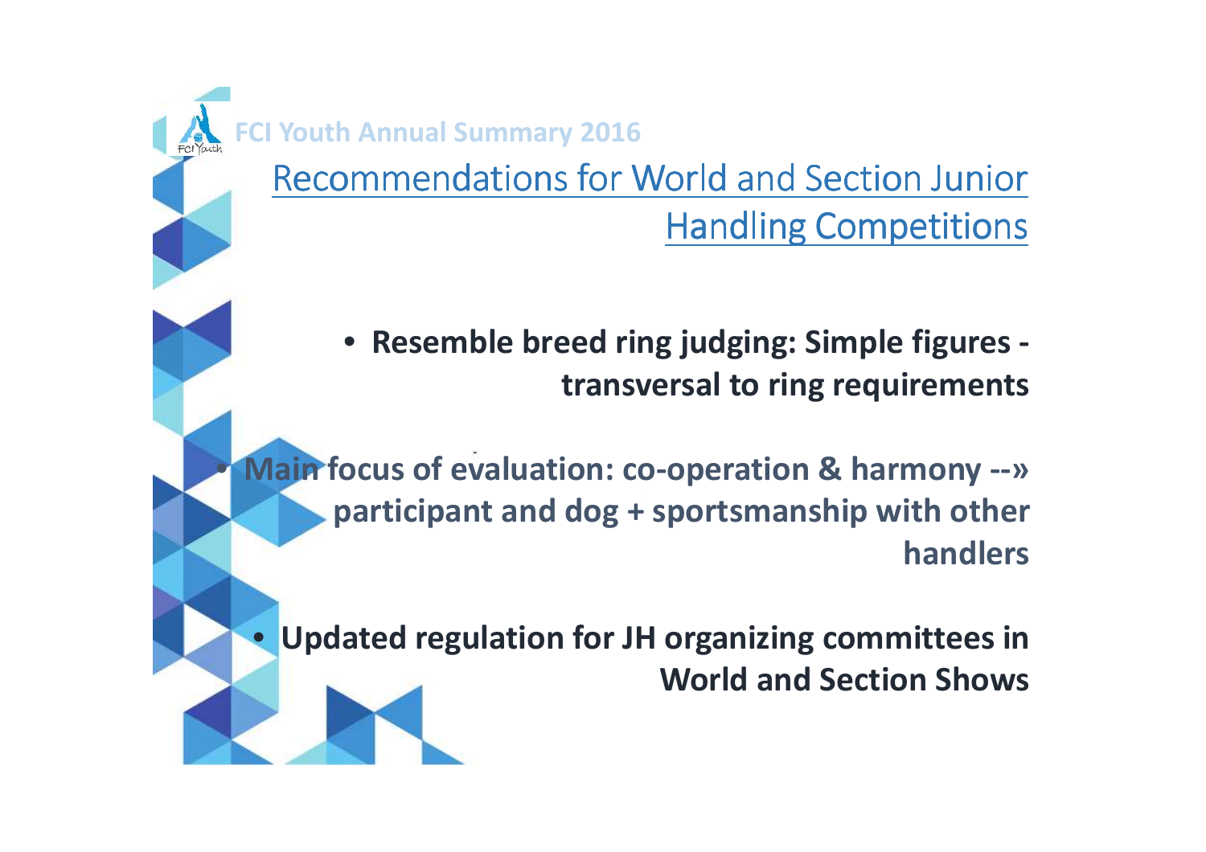FCI Youth Annual Summary 2016

## Recommendations for World and Section Junior Handling Competitions

- **Resemble breed ring judging: Simple figures - transversal to ring requirements**
- **Main focus of evaluation: co-operation & harmony --» participant and dog + sportsmanship with other handlers**
- **Updated regulation for JH organizing committees in World and Section Shows**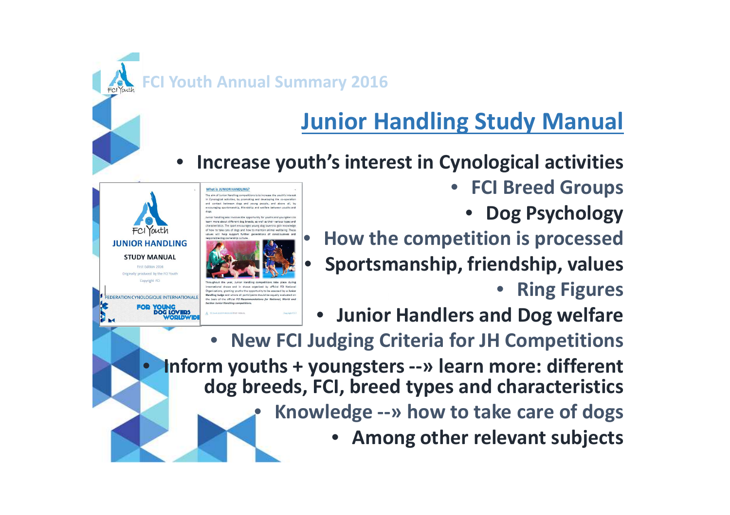## Junior Handling Study Manual

- Increase youth's interest in Cynological activities
  - FCI Breed Groups
  - Dog Psychology
  - How the competition is processed
  - Sportsmanship, friendship, values
  - Ring Figures
  - Junior Handlers and Dog welfare
  - New FCI Judging Criteria for JH Competitions
- Inform youths + youngsters --» learn more: different dog breeds, FCI, breed types and characteristics
  - Knowledge --» how to take care of dogs
  - Among other relevant subjects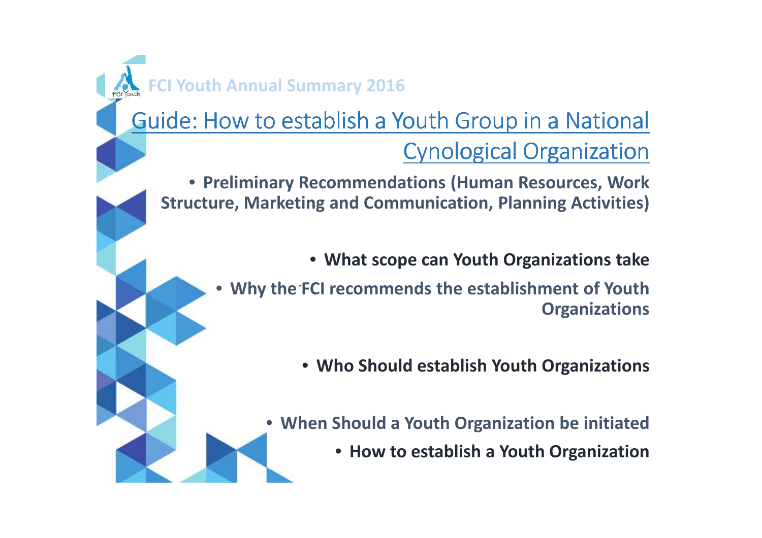## Guide: How to establish a Youth Group in a National Cynological Organization

- **Preliminary Recommendations (Human Resources, Work Structure, Marketing and Communication, Planning Activities)**
- **What scope can Youth Organizations take**
- **Why the FCI recommends the establishment of Youth Organizations**
- **Who Should establish Youth Organizations**
- **When Should a Youth Organization be initiated**
- **How to establish a Youth Organization**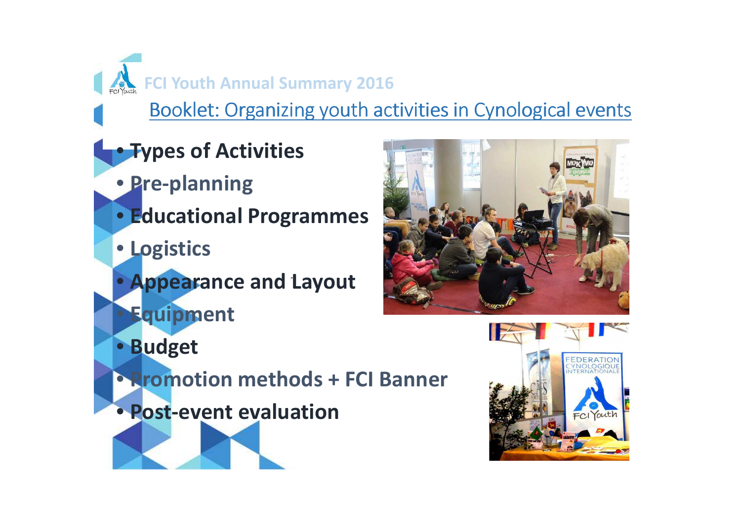FCI Youth Annual Summary 2016

## Booklet: Organizing youth activities in Cynological events

- **Types of Activities**
- **Pre-planning**
- **Educational Programmes**
- **Logistics**
- **Appearance and Layout**
- **Equipment**
- **Budget**
- **Promotion methods + FCI Banner**
- **Post-event evaluation**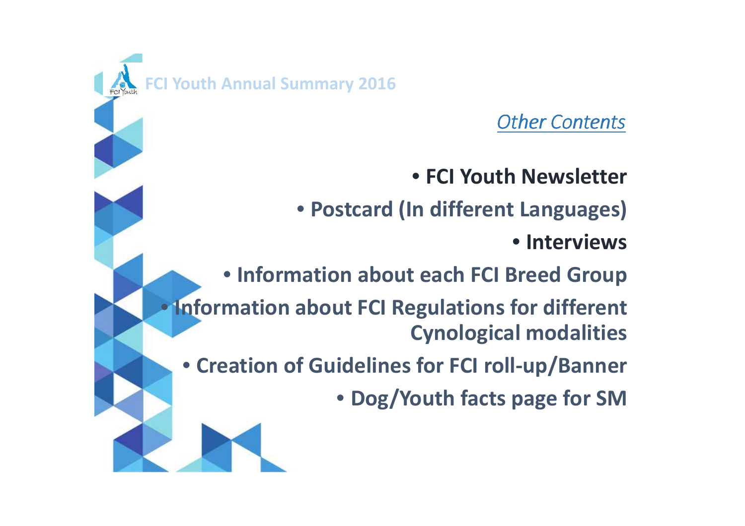## *Other Contents*

- **FCI Youth Newsletter**
- **Postcard (In different Languages)**
- **Interviews**
- **Information about each FCI Breed Group**
- **Information about FCI Regulations for different Cynological modalities**
- **Creation of Guidelines for FCI roll-up/Banner**
- **Dog/Youth facts page for SM**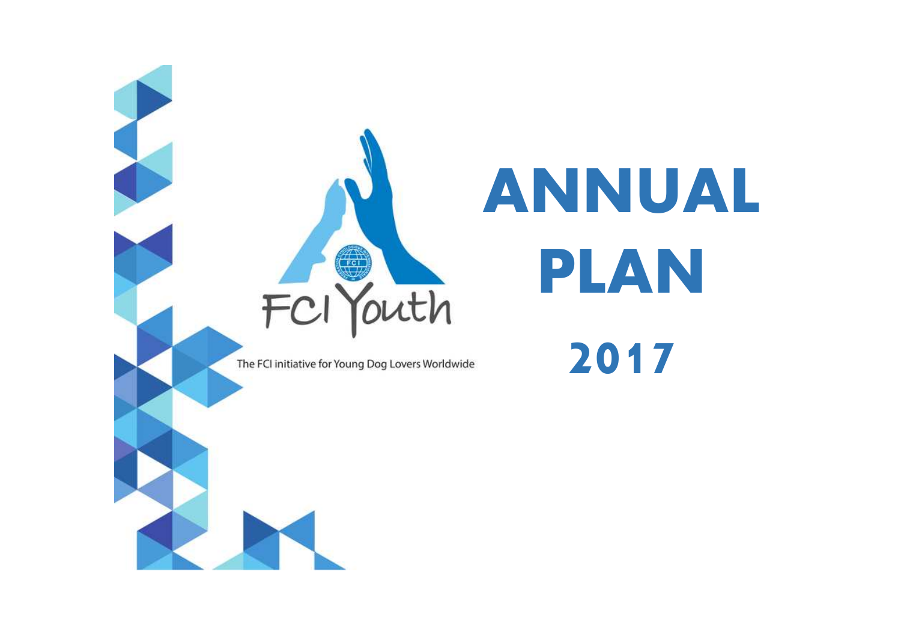FCI Youth

The FCI initiative for Young Dog Lovers Worldwide

# ANNUAL PLAN

## 2017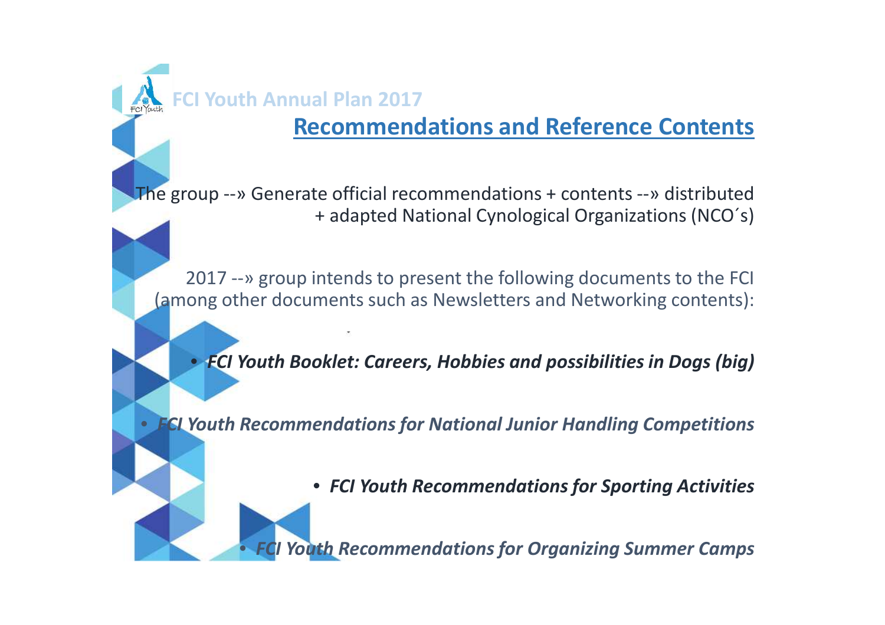FCI Youth Annual Plan 2017

## Recommendations and Reference Contents

The group --» Generate official recommendations + contents --» distributed + adapted National Cynological Organizations (NCO´s)

2017 --» group intends to present the following documents to the FCI (among other documents such as Newsletters and Networking contents):

- ***FCI Youth Booklet: Careers, Hobbies and possibilities in Dogs (big)***
- ***FCI Youth Recommendations for National Junior Handling Competitions***
- ***FCI Youth Recommendations for Sporting Activities***
- ***FCI Youth Recommendations for Organizing Summer Camps***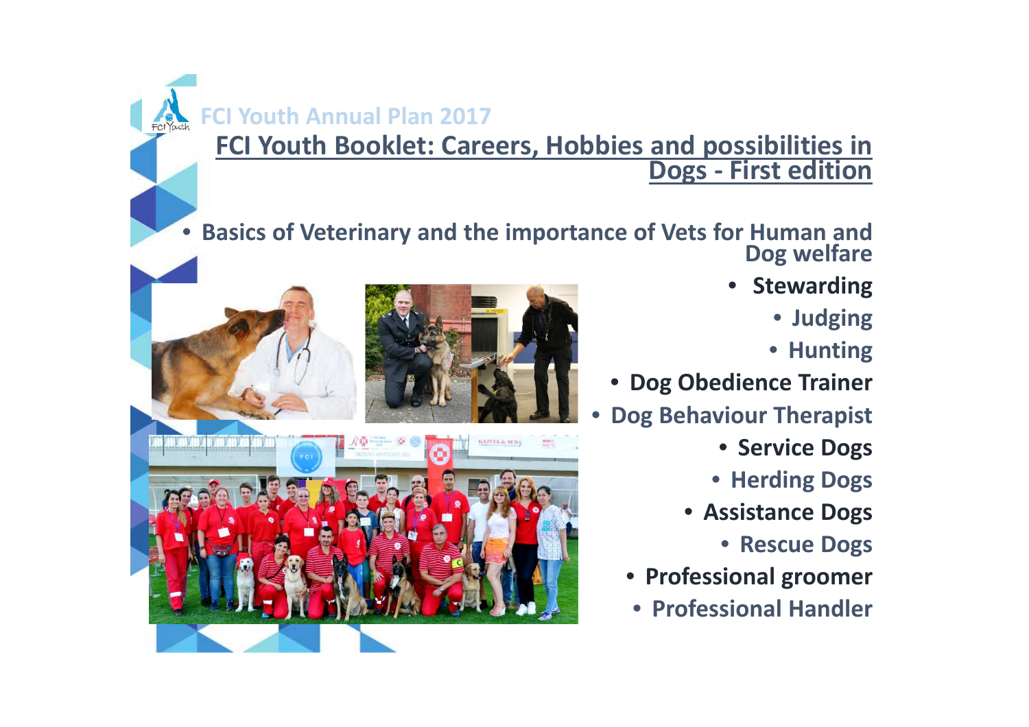## FCI Youth Annual Plan 2017

### FCI Youth Booklet: Careers, Hobbies and possibilities in Dogs - First edition

- Basics of Veterinary and the importance of Vets for Human and Dog welfare
- Stewarding
- Judging
- Hunting
- Dog Obedience Trainer
- Dog Behaviour Therapist
- Service Dogs
- Herding Dogs
- Assistance Dogs
- Rescue Dogs
- Professional groomer
- Professional Handler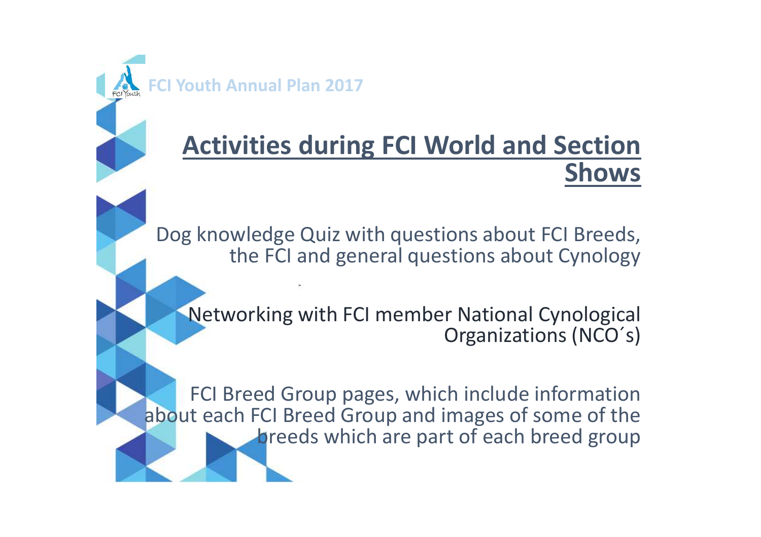FCI Youth Annual Plan 2017

# Activities during FCI World and Section Shows

Dog knowledge Quiz with questions about FCI Breeds, the FCI and general questions about Cynology

Networking with FCI member National Cynological Organizations (NCO´s)

FCI Breed Group pages, which include information about each FCI Breed Group and images of some of the breeds which are part of each breed group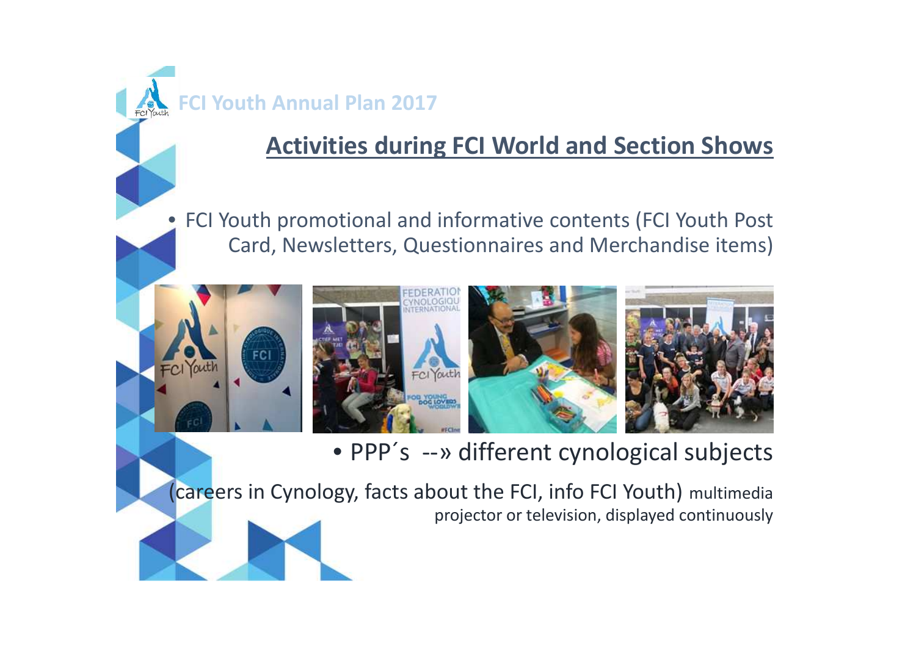FCI Youth Annual Plan 2017

## Activities during FCI World and Section Shows

- FCI Youth promotional and informative contents (FCI Youth Post Card, Newsletters, Questionnaires and Merchandise items)

- PPP´s --» different cynological subjects

(careers in Cynology, facts about the FCI, info FCI Youth) multimedia projector or television, displayed continuously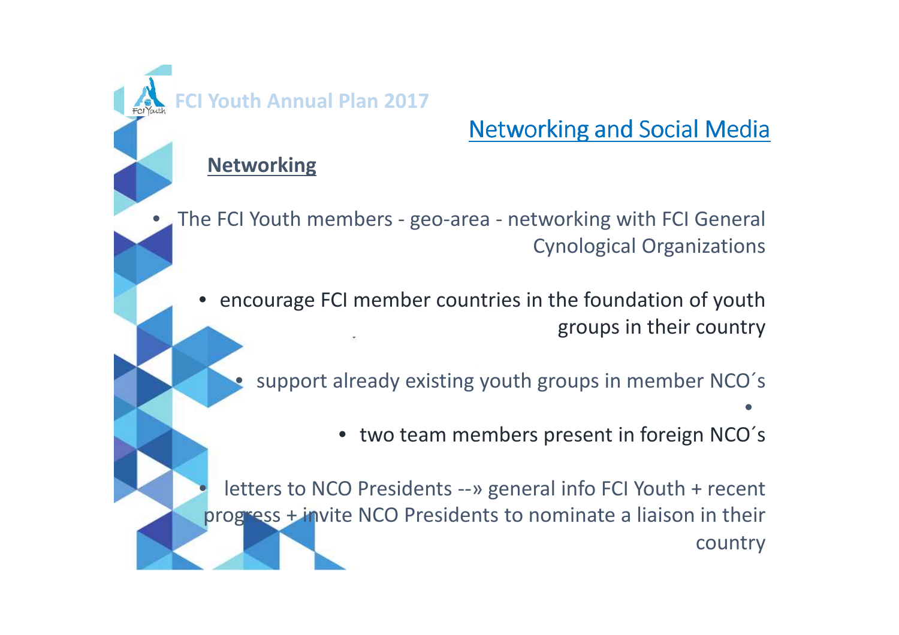FCI Youth Annual Plan 2017

## Networking and Social Media

### Networking

- The FCI Youth members - geo-area - networking with FCI General Cynological Organizations
  - encourage FCI member countries in the foundation of youth groups in their country
    - support already existing youth groups in member NCO´s
      - two team members present in foreign NCO´s
- letters to NCO Presidents --» general info FCI Youth + recent progress + invite NCO Presidents to nominate a liaison in their country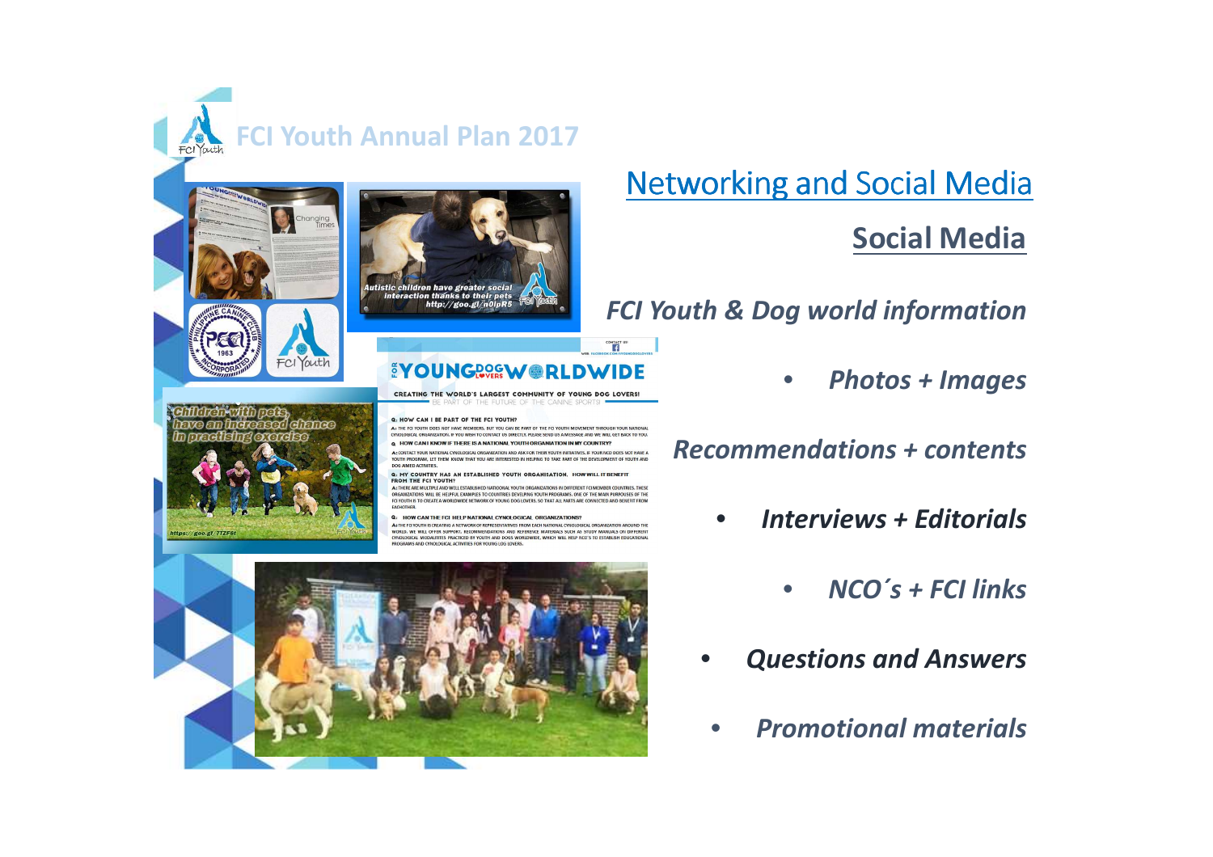# FCI Youth Annual Plan 2017

## Networking and Social Media

### Social Media

*FCI Youth & Dog world information*

- *Photos + Images*

*Recommendations + contents*

- *Interviews + Editorials*
- *NCO´s + FCI links*
- *Questions and Answers*
- *Promotional materials*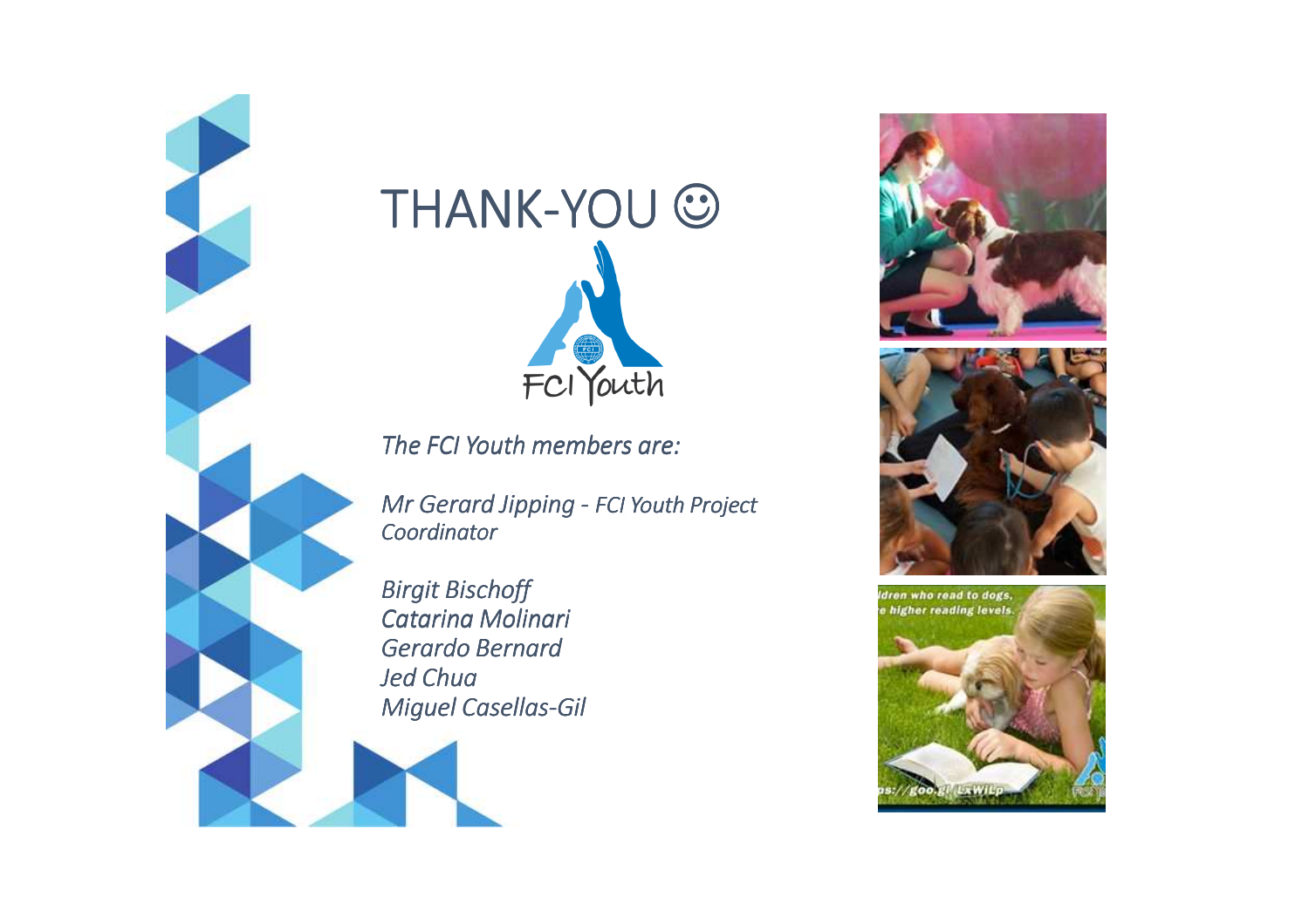# THANK-YOU ☺

FCI Youth

*The FCI Youth members are:*

*Mr Gerard Jipping - FCI Youth Project Coordinator*

*Birgit Bischoff*
*Catarina Molinari*
*Gerardo Bernard*
*Jed Chua*
*Miguel Casellas-Gil*